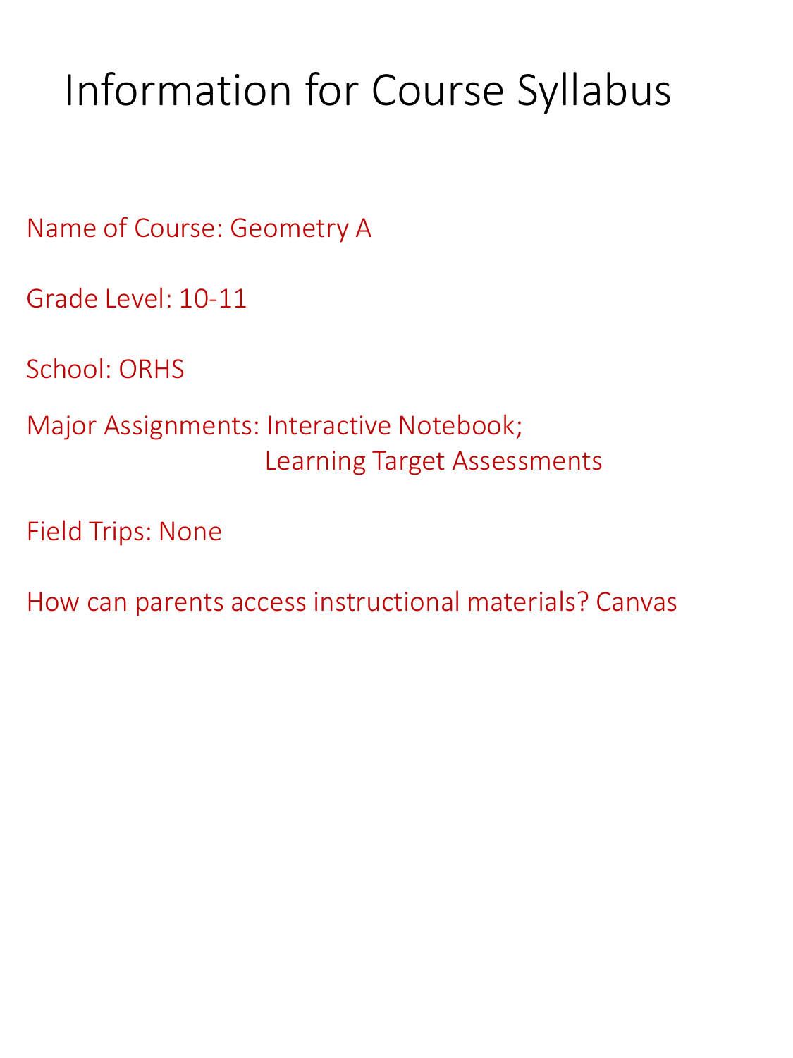# Information for Course Syllabus

Name of Course: Geometry A

Grade Level: 10-11

School: ORHS

Major Assignments: Interactive Notebook;
Learning Target Assessments

Field Trips: None

How can parents access instructional materials? Canvas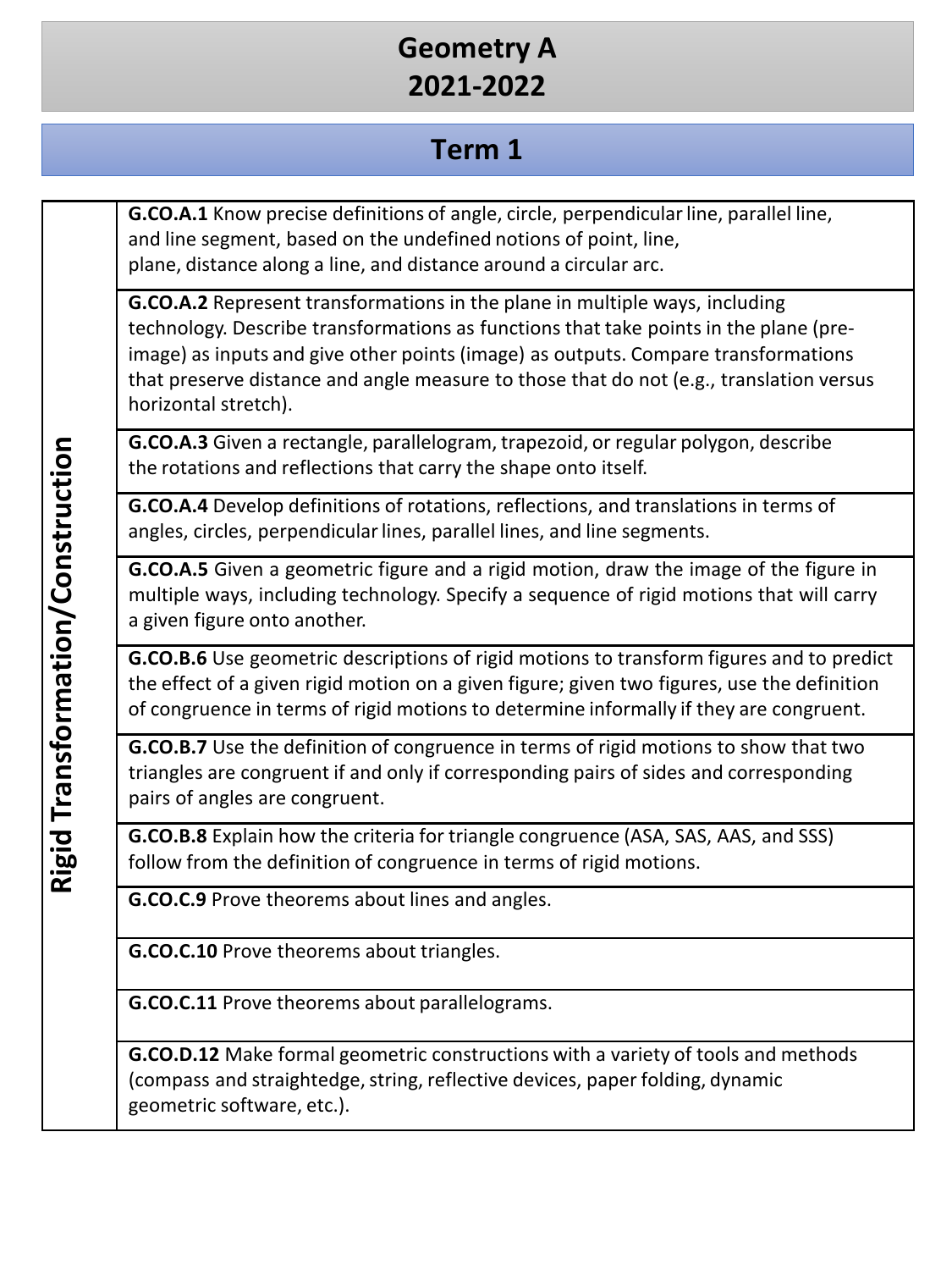# Geometry A
# 2021-2022

## Term 1

| Rigid Transformation/Construction | |
|---|---|
| | **G.CO.A.1** Know precise definitions of angle, circle, perpendicular line, parallel line, and line segment, based on the undefined notions of point, line, plane, distance along a line, and distance around a circular arc. |
| | **G.CO.A.2** Represent transformations in the plane in multiple ways, including technology. Describe transformations as functions that take points in the plane (pre-image) as inputs and give other points (image) as outputs. Compare transformations that preserve distance and angle measure to those that do not (e.g., translation versus horizontal stretch). |
| | **G.CO.A.3** Given a rectangle, parallelogram, trapezoid, or regular polygon, describe the rotations and reflections that carry the shape onto itself. |
| | **G.CO.A.4** Develop definitions of rotations, reflections, and translations in terms of angles, circles, perpendicular lines, parallel lines, and line segments. |
| | **G.CO.A.5** Given a geometric figure and a rigid motion, draw the image of the figure in multiple ways, including technology. Specify a sequence of rigid motions that will carry a given figure onto another. |
| | **G.CO.B.6** Use geometric descriptions of rigid motions to transform figures and to predict the effect of a given rigid motion on a given figure; given two figures, use the definition of congruence in terms of rigid motions to determine informally if they are congruent. |
| | **G.CO.B.7** Use the definition of congruence in terms of rigid motions to show that two triangles are congruent if and only if corresponding pairs of sides and corresponding pairs of angles are congruent. |
| | **G.CO.B.8** Explain how the criteria for triangle congruence (ASA, SAS, AAS, and SSS) follow from the definition of congruence in terms of rigid motions. |
| | **G.CO.C.9** Prove theorems about lines and angles. |
| | **G.CO.C.10** Prove theorems about triangles. |
| | **G.CO.C.11** Prove theorems about parallelograms. |
| | **G.CO.D.12** Make formal geometric constructions with a variety of tools and methods (compass and straightedge, string, reflective devices, paper folding, dynamic geometric software, etc.). |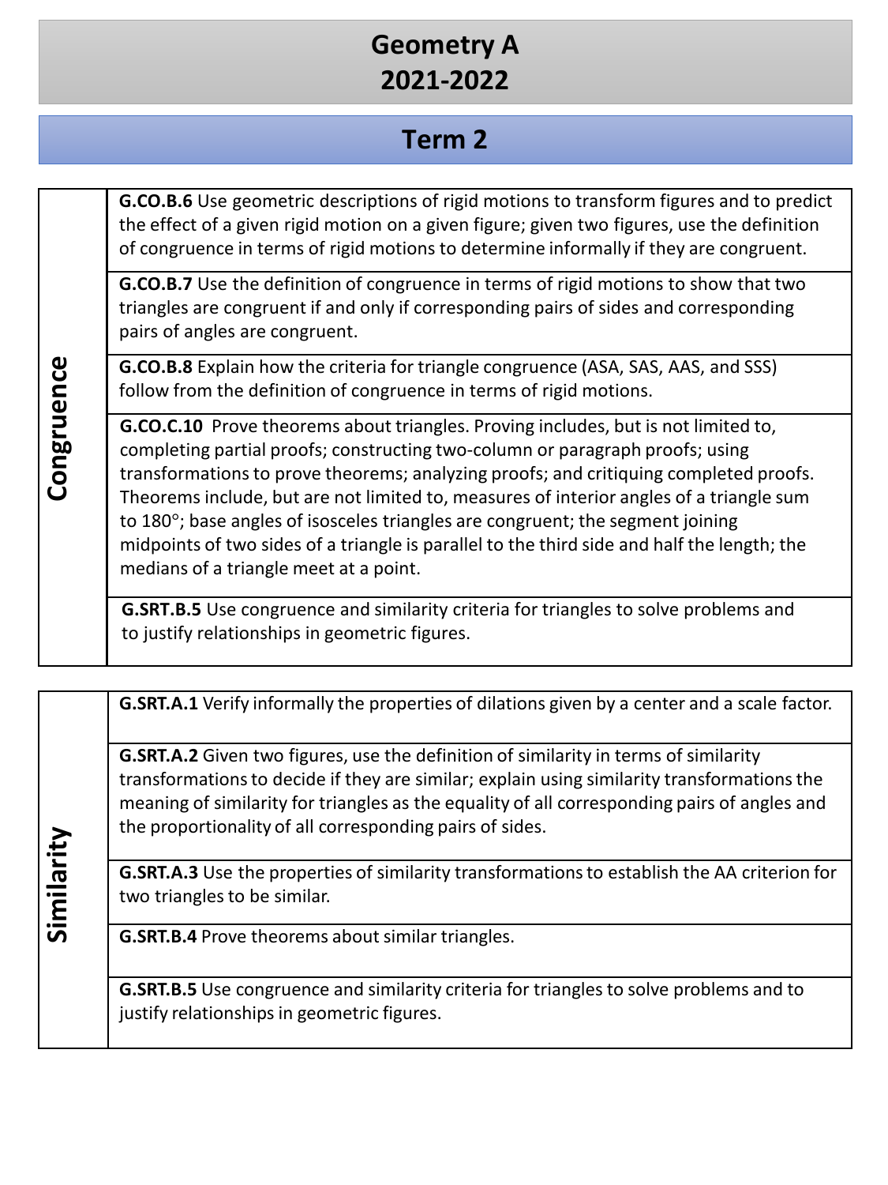# Geometry A
# 2021-2022

## Term 2

| | |
|---|---|
| **Congruence** | **G.CO.B.6** Use geometric descriptions of rigid motions to transform figures and to predict the effect of a given rigid motion on a given figure; given two figures, use the definition of congruence in terms of rigid motions to determine informally if they are congruent. |
| | **G.CO.B.7** Use the definition of congruence in terms of rigid motions to show that two triangles are congruent if and only if corresponding pairs of sides and corresponding pairs of angles are congruent. |
| | **G.CO.B.8** Explain how the criteria for triangle congruence (ASA, SAS, AAS, and SSS) follow from the definition of congruence in terms of rigid motions. |
| | **G.CO.C.10** Prove theorems about triangles. Proving includes, but is not limited to, completing partial proofs; constructing two-column or paragraph proofs; using transformations to prove theorems; analyzing proofs; and critiquing completed proofs. Theorems include, but are not limited to, measures of interior angles of a triangle sum to 180°; base angles of isosceles triangles are congruent; the segment joining midpoints of two sides of a triangle is parallel to the third side and half the length; the medians of a triangle meet at a point. |
| | **G.SRT.B.5** Use congruence and similarity criteria for triangles to solve problems and to justify relationships in geometric figures. |

| | |
|---|---|
| **Similarity** | **G.SRT.A.1** Verify informally the properties of dilations given by a center and a scale factor. |
| | **G.SRT.A.2** Given two figures, use the definition of similarity in terms of similarity transformations to decide if they are similar; explain using similarity transformations the meaning of similarity for triangles as the equality of all corresponding pairs of angles and the proportionality of all corresponding pairs of sides. |
| | **G.SRT.A.3** Use the properties of similarity transformations to establish the AA criterion for two triangles to be similar. |
| | **G.SRT.B.4** Prove theorems about similar triangles. |
| | **G.SRT.B.5** Use congruence and similarity criteria for triangles to solve problems and to justify relationships in geometric figures. |